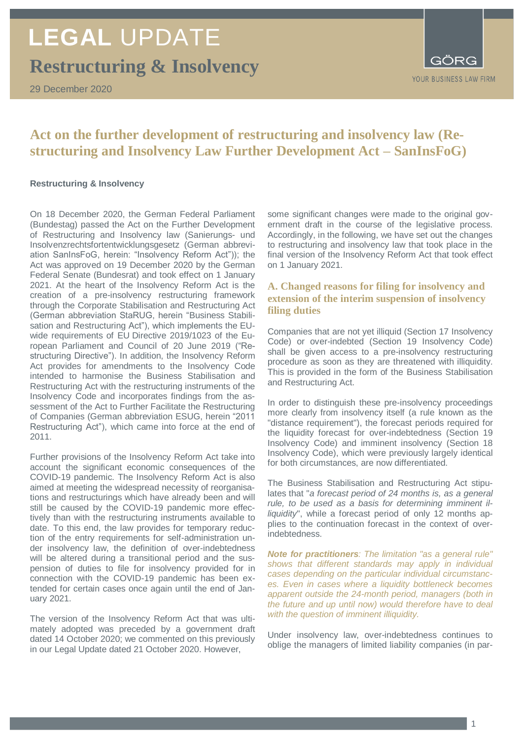# LEGAL UPDATE

## Restructuring & Insolvency

29 December 2020

GÖRG
YOUR BUSINESS LAW FIRM

## Act on the further development of restructuring and insolvency law (Restructuring and Insolvency Law Further Development Act – SanInsFoG)

**Restructuring & Insolvency**

On 18 December 2020, the German Federal Parliament (Bundestag) passed the Act on the Further Development of Restructuring and Insolvency law (Sanierungs- und Insolvenzrechtsfortentwicklungsgesetz (German abbreviation SanInsFoG, herein: "Insolvency Reform Act")); the Act was approved on 19 December 2020 by the German Federal Senate (Bundesrat) and took effect on 1 January 2021. At the heart of the Insolvency Reform Act is the creation of a pre-insolvency restructuring framework through the Corporate Stabilisation and Restructuring Act (German abbreviation StaRUG, herein "Business Stabilisation and Restructuring Act"), which implements the EU-wide requirements of EU Directive 2019/1023 of the European Parliament and Council of 20 June 2019 ("Restructuring Directive"). In addition, the Insolvency Reform Act provides for amendments to the Insolvency Code intended to harmonise the Business Stabilisation and Restructuring Act with the restructuring instruments of the Insolvency Code and incorporates findings from the assessment of the Act to Further Facilitate the Restructuring of Companies (German abbreviation ESUG, herein "2011 Restructuring Act"), which came into force at the end of 2011.

Further provisions of the Insolvency Reform Act take into account the significant economic consequences of the COVID-19 pandemic. The Insolvency Reform Act is also aimed at meeting the widespread necessity of reorganisations and restructurings which have already been and will still be caused by the COVID-19 pandemic more effectively than with the restructuring instruments available to date. To this end, the law provides for temporary reduction of the entry requirements for self-administration under insolvency law, the definition of over-indebtedness will be altered during a transitional period and the suspension of duties to file for insolvency provided for in connection with the COVID-19 pandemic has been extended for certain cases once again until the end of January 2021.

The version of the Insolvency Reform Act that was ultimately adopted was preceded by a government draft dated 14 October 2020; we commented on this previously in our Legal Update dated 21 October 2020. However, some significant changes were made to the original government draft in the course of the legislative process. Accordingly, in the following, we have set out the changes to restructuring and insolvency law that took place in the final version of the Insolvency Reform Act that took effect on 1 January 2021.

### A. Changed reasons for filing for insolvency and extension of the interim suspension of insolvency filing duties

Companies that are not yet illiquid (Section 17 Insolvency Code) or over-indebted (Section 19 Insolvency Code) shall be given access to a pre-insolvency restructuring procedure as soon as they are threatened with illiquidity. This is provided in the form of the Business Stabilisation and Restructuring Act.

In order to distinguish these pre-insolvency proceedings more clearly from insolvency itself (a rule known as the "distance requirement"), the forecast periods required for the liquidity forecast for over-indebtedness (Section 19 Insolvency Code) and imminent insolvency (Section 18 Insolvency Code), which were previously largely identical for both circumstances, are now differentiated.

The Business Stabilisation and Restructuring Act stipulates that "*a forecast period of 24 months is, as a general rule, to be used as a basis for determining imminent illiquidity*", while a forecast period of only 12 months applies to the continuation forecast in the context of over-indebtedness.

***Note for practitioners****: The limitation "as a general rule" shows that different standards may apply in individual cases depending on the particular individual circumstances. Even in cases where a liquidity bottleneck becomes apparent outside the 24-month period, managers (both in the future and up until now) would therefore have to deal with the question of imminent illiquidity.*

Under insolvency law, over-indebtedness continues to oblige the managers of limited liability companies (in par-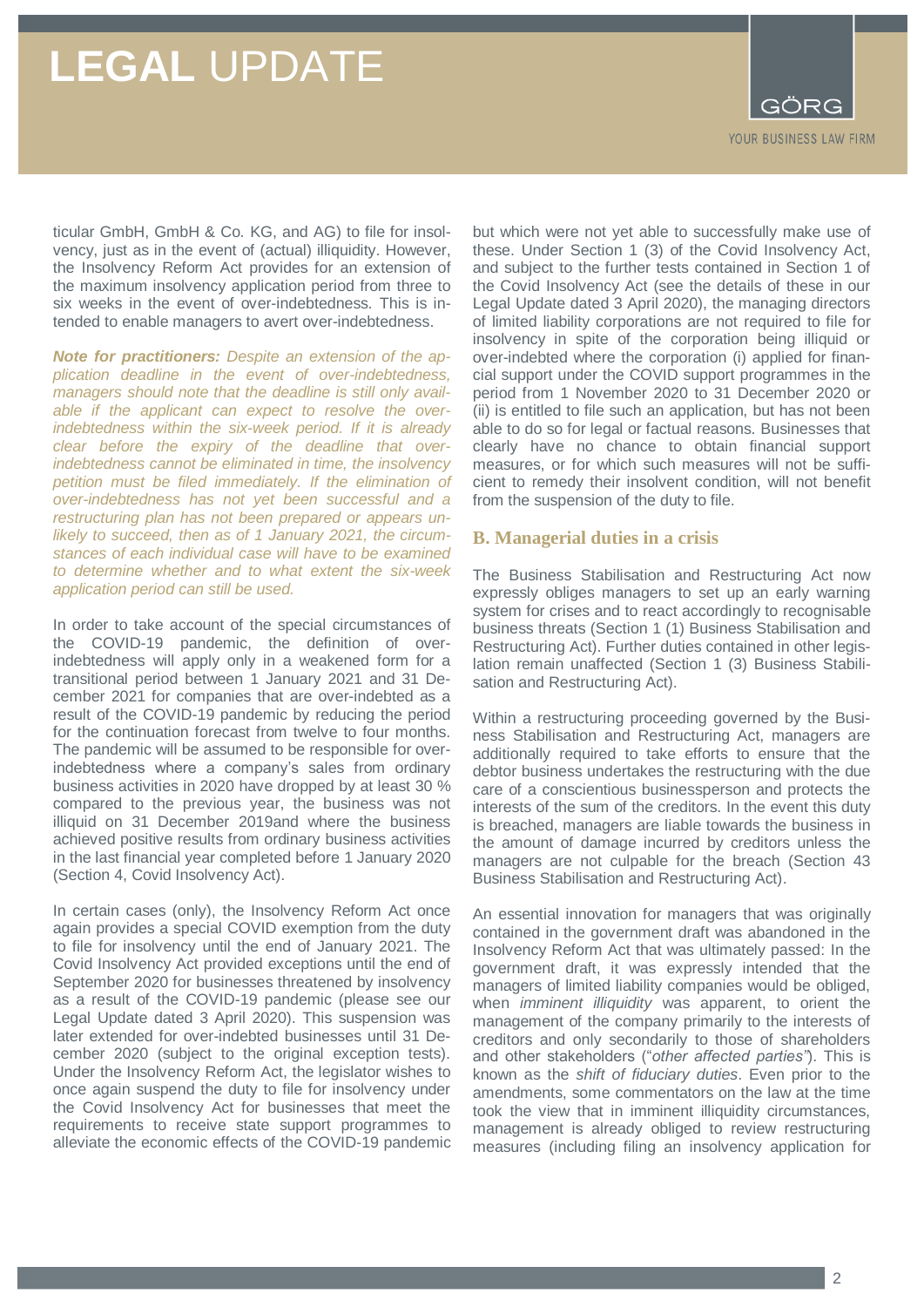ticular GmbH, GmbH & Co. KG, and AG) to file for insolvency, just as in the event of (actual) illiquidity. However, the Insolvency Reform Act provides for an extension of the maximum insolvency application period from three to six weeks in the event of over-indebtedness. This is intended to enable managers to avert over-indebtedness.

***Note for practitioners:*** *Despite an extension of the application deadline in the event of over-indebtedness, managers should note that the deadline is still only available if the applicant can expect to resolve the over-indebtedness within the six-week period. If it is already clear before the expiry of the deadline that over-indebtedness cannot be eliminated in time, the insolvency petition must be filed immediately. If the elimination of over-indebtedness has not yet been successful and a restructuring plan has not been prepared or appears unlikely to succeed, then as of 1 January 2021, the circumstances of each individual case will have to be examined to determine whether and to what extent the six-week application period can still be used.*

In order to take account of the special circumstances of the COVID-19 pandemic, the definition of over-indebtedness will apply only in a weakened form for a transitional period between 1 January 2021 and 31 December 2021 for companies that are over-indebted as a result of the COVID-19 pandemic by reducing the period for the continuation forecast from twelve to four months. The pandemic will be assumed to be responsible for over-indebtedness where a company's sales from ordinary business activities in 2020 have dropped by at least 30 % compared to the previous year, the business was not illiquid on 31 December 2019and where the business achieved positive results from ordinary business activities in the last financial year completed before 1 January 2020 (Section 4, Covid Insolvency Act).

In certain cases (only), the Insolvency Reform Act once again provides a special COVID exemption from the duty to file for insolvency until the end of January 2021. The Covid Insolvency Act provided exceptions until the end of September 2020 for businesses threatened by insolvency as a result of the COVID-19 pandemic (please see our Legal Update dated 3 April 2020). This suspension was later extended for over-indebted businesses until 31 December 2020 (subject to the original exception tests). Under the Insolvency Reform Act, the legislator wishes to once again suspend the duty to file for insolvency under the Covid Insolvency Act for businesses that meet the requirements to receive state support programmes to alleviate the economic effects of the COVID-19 pandemic but which were not yet able to successfully make use of these. Under Section 1 (3) of the Covid Insolvency Act, and subject to the further tests contained in Section 1 of the Covid Insolvency Act (see the details of these in our Legal Update dated 3 April 2020), the managing directors of limited liability corporations are not required to file for insolvency in spite of the corporation being illiquid or over-indebted where the corporation (i) applied for financial support under the COVID support programmes in the period from 1 November 2020 to 31 December 2020 or (ii) is entitled to file such an application, but has not been able to do so for legal or factual reasons. Businesses that clearly have no chance to obtain financial support measures, or for which such measures will not be sufficient to remedy their insolvent condition, will not benefit from the suspension of the duty to file.

## B. Managerial duties in a crisis

The Business Stabilisation and Restructuring Act now expressly obliges managers to set up an early warning system for crises and to react accordingly to recognisable business threats (Section 1 (1) Business Stabilisation and Restructuring Act). Further duties contained in other legislation remain unaffected (Section 1 (3) Business Stabilisation and Restructuring Act).

Within a restructuring proceeding governed by the Business Stabilisation and Restructuring Act, managers are additionally required to take efforts to ensure that the debtor business undertakes the restructuring with the due care of a conscientious businessperson and protects the interests of the sum of the creditors. In the event this duty is breached, managers are liable towards the business in the amount of damage incurred by creditors unless the managers are not culpable for the breach (Section 43 Business Stabilisation and Restructuring Act).

An essential innovation for managers that was originally contained in the government draft was abandoned in the Insolvency Reform Act that was ultimately passed: In the government draft, it was expressly intended that the managers of limited liability companies would be obliged, when *imminent illiquidity* was apparent, to orient the management of the company primarily to the interests of creditors and only secondarily to those of shareholders and other stakeholders ("*other affected parties*"). This is known as the *shift of fiduciary duties*. Even prior to the amendments, some commentators on the law at the time took the view that in imminent illiquidity circumstances, management is already obliged to review restructuring measures (including filing an insolvency application for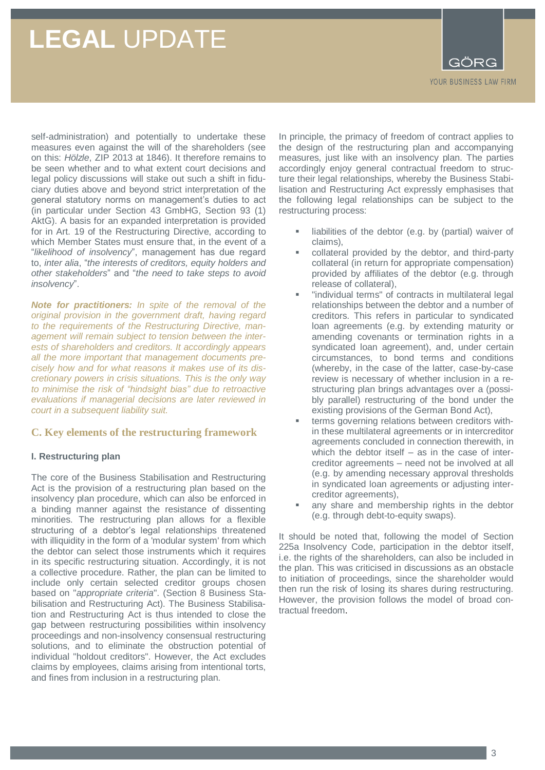self-administration) and potentially to undertake these measures even against the will of the shareholders (see on this: *Hölzle*, ZIP 2013 at 1846). It therefore remains to be seen whether and to what extent court decisions and legal policy discussions will stake out such a shift in fiduciary duties above and beyond strict interpretation of the general statutory norms on management's duties to act (in particular under Section 43 GmbHG, Section 93 (1) AktG). A basis for an expanded interpretation is provided for in Art. 19 of the Restructuring Directive, according to which Member States must ensure that, in the event of a "*likelihood of insolvency*", management has due regard to, *inter alia*, "*the interests of creditors, equity holders and other stakeholders*" and "*the need to take steps to avoid insolvency*".

***Note for practitioners:*** *In spite of the removal of the original provision in the government draft, having regard to the requirements of the Restructuring Directive, management will remain subject to tension between the interests of shareholders and creditors. It accordingly appears all the more important that management documents precisely how and for what reasons it makes use of its discretionary powers in crisis situations. This is the only way to minimise the risk of "hindsight bias" due to retroactive evaluations if managerial decisions are later reviewed in court in a subsequent liability suit.*

## C. Key elements of the restructuring framework

### I. Restructuring plan

The core of the Business Stabilisation and Restructuring Act is the provision of a restructuring plan based on the insolvency plan procedure, which can also be enforced in a binding manner against the resistance of dissenting minorities. The restructuring plan allows for a flexible structuring of a debtor's legal relationships threatened with illiquidity in the form of a 'modular system' from which the debtor can select those instruments which it requires in its specific restructuring situation. Accordingly, it is not a collective procedure. Rather, the plan can be limited to include only certain selected creditor groups chosen based on "*appropriate criteria*". (Section 8 Business Stabilisation and Restructuring Act). The Business Stabilisation and Restructuring Act is thus intended to close the gap between restructuring possibilities within insolvency proceedings and non-insolvency consensual restructuring solutions, and to eliminate the obstruction potential of individual "holdout creditors". However, the Act excludes claims by employees, claims arising from intentional torts, and fines from inclusion in a restructuring plan.

In principle, the primacy of freedom of contract applies to the design of the restructuring plan and accompanying measures, just like with an insolvency plan. The parties accordingly enjoy general contractual freedom to structure their legal relationships, whereby the Business Stabilisation and Restructuring Act expressly emphasises that the following legal relationships can be subject to the restructuring process:

- liabilities of the debtor (e.g. by (partial) waiver of claims),
- collateral provided by the debtor, and third-party collateral (in return for appropriate compensation) provided by affiliates of the debtor (e.g. through release of collateral),
- "individual terms" of contracts in multilateral legal relationships between the debtor and a number of creditors. This refers in particular to syndicated loan agreements (e.g. by extending maturity or amending covenants or termination rights in a syndicated loan agreement), and, under certain circumstances, to bond terms and conditions (whereby, in the case of the latter, case-by-case review is necessary of whether inclusion in a restructuring plan brings advantages over a (possibly parallel) restructuring of the bond under the existing provisions of the German Bond Act),
- terms governing relations between creditors within these multilateral agreements or in intercreditor agreements concluded in connection therewith, in which the debtor itself – as in the case of intercreditor agreements – need not be involved at all (e.g. by amending necessary approval thresholds in syndicated loan agreements or adjusting intercreditor agreements),
- any share and membership rights in the debtor (e.g. through debt-to-equity swaps).

It should be noted that, following the model of Section 225a Insolvency Code, participation in the debtor itself, i.e. the rights of the shareholders, can also be included in the plan. This was criticised in discussions as an obstacle to initiation of proceedings, since the shareholder would then run the risk of losing its shares during restructuring. However, the provision follows the model of broad contractual freedom.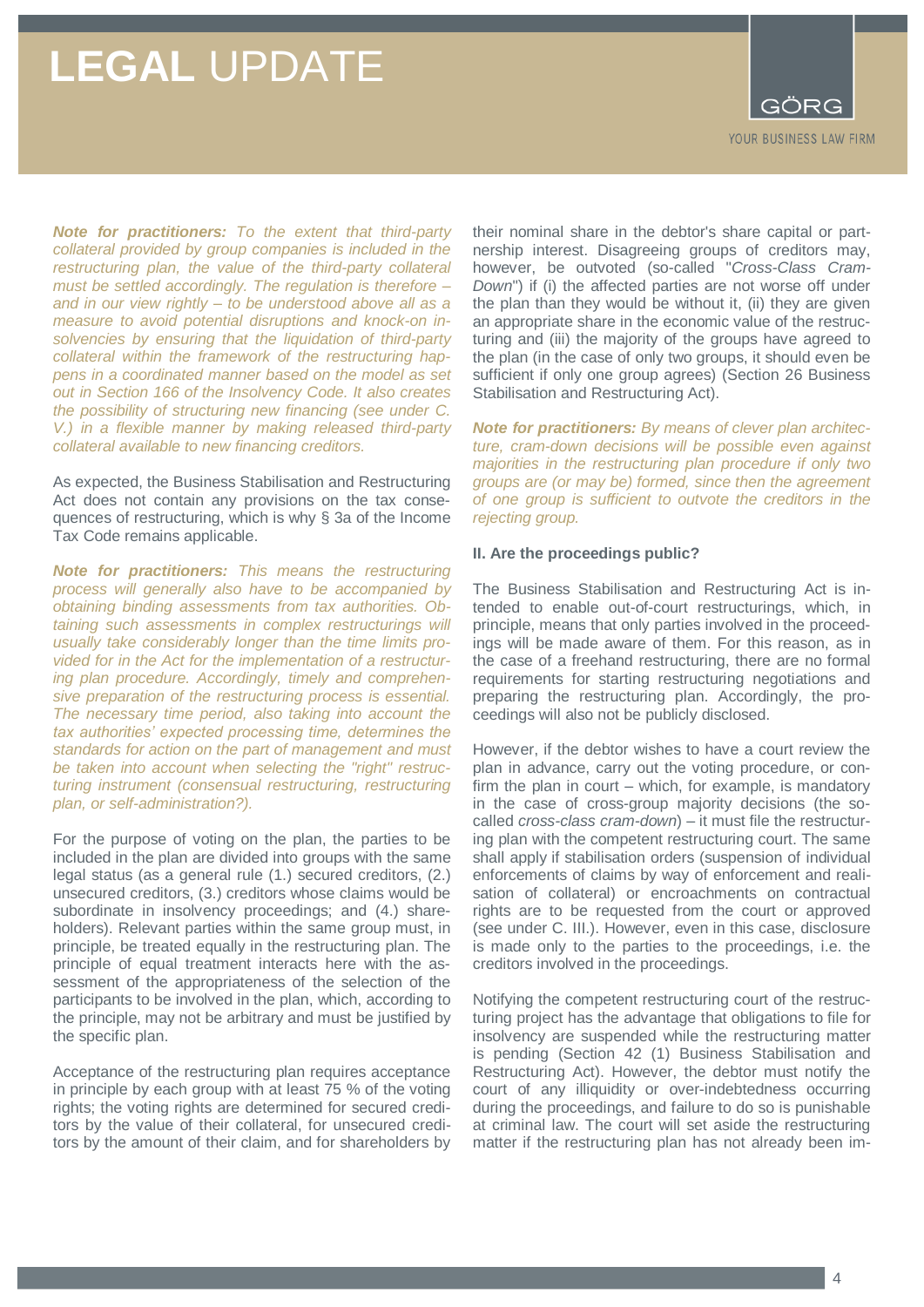***Note for practitioners:*** *To the extent that third-party collateral provided by group companies is included in the restructuring plan, the value of the third-party collateral must be settled accordingly. The regulation is therefore – and in our view rightly – to be understood above all as a measure to avoid potential disruptions and knock-on insolvencies by ensuring that the liquidation of third-party collateral within the framework of the restructuring happens in a coordinated manner based on the model as set out in Section 166 of the Insolvency Code. It also creates the possibility of structuring new financing (see under C. V.) in a flexible manner by making released third-party collateral available to new financing creditors.*

As expected, the Business Stabilisation and Restructuring Act does not contain any provisions on the tax consequences of restructuring, which is why § 3a of the Income Tax Code remains applicable.

***Note for practitioners:*** *This means the restructuring process will generally also have to be accompanied by obtaining binding assessments from tax authorities. Obtaining such assessments in complex restructurings will usually take considerably longer than the time limits provided for in the Act for the implementation of a restructuring plan procedure. Accordingly, timely and comprehensive preparation of the restructuring process is essential. The necessary time period, also taking into account the tax authorities' expected processing time, determines the standards for action on the part of management and must be taken into account when selecting the "right" restructuring instrument (consensual restructuring, restructuring plan, or self-administration?).*

For the purpose of voting on the plan, the parties to be included in the plan are divided into groups with the same legal status (as a general rule (1.) secured creditors, (2.) unsecured creditors, (3.) creditors whose claims would be subordinate in insolvency proceedings; and (4.) shareholders). Relevant parties within the same group must, in principle, be treated equally in the restructuring plan. The principle of equal treatment interacts here with the assessment of the appropriateness of the selection of the participants to be involved in the plan, which, according to the principle, may not be arbitrary and must be justified by the specific plan.

Acceptance of the restructuring plan requires acceptance in principle by each group with at least 75 % of the voting rights; the voting rights are determined for secured creditors by the value of their collateral, for unsecured creditors by the amount of their claim, and for shareholders by their nominal share in the debtor's share capital or partnership interest. Disagreeing groups of creditors may, however, be outvoted (so-called "*Cross-Class Cram-Down*") if (i) the affected parties are not worse off under the plan than they would be without it, (ii) they are given an appropriate share in the economic value of the restructuring and (iii) the majority of the groups have agreed to the plan (in the case of only two groups, it should even be sufficient if only one group agrees) (Section 26 Business Stabilisation and Restructuring Act).

***Note for practitioners:*** *By means of clever plan architecture, cram-down decisions will be possible even against majorities in the restructuring plan procedure if only two groups are (or may be) formed, since then the agreement of one group is sufficient to outvote the creditors in the rejecting group.*

**II. Are the proceedings public?**

The Business Stabilisation and Restructuring Act is intended to enable out-of-court restructurings, which, in principle, means that only parties involved in the proceedings will be made aware of them. For this reason, as in the case of a freehand restructuring, there are no formal requirements for starting restructuring negotiations and preparing the restructuring plan. Accordingly, the proceedings will also not be publicly disclosed.

However, if the debtor wishes to have a court review the plan in advance, carry out the voting procedure, or confirm the plan in court – which, for example, is mandatory in the case of cross-group majority decisions (the so-called *cross-class cram-down*) – it must file the restructuring plan with the competent restructuring court. The same shall apply if stabilisation orders (suspension of individual enforcements of claims by way of enforcement and realisation of collateral) or encroachments on contractual rights are to be requested from the court or approved (see under C. III.). However, even in this case, disclosure is made only to the parties to the proceedings, i.e. the creditors involved in the proceedings.

Notifying the competent restructuring court of the restructuring project has the advantage that obligations to file for insolvency are suspended while the restructuring matter is pending (Section 42 (1) Business Stabilisation and Restructuring Act). However, the debtor must notify the court of any illiquidity or over-indebtedness occurring during the proceedings, and failure to do so is punishable at criminal law. The court will set aside the restructuring matter if the restructuring plan has not already been im-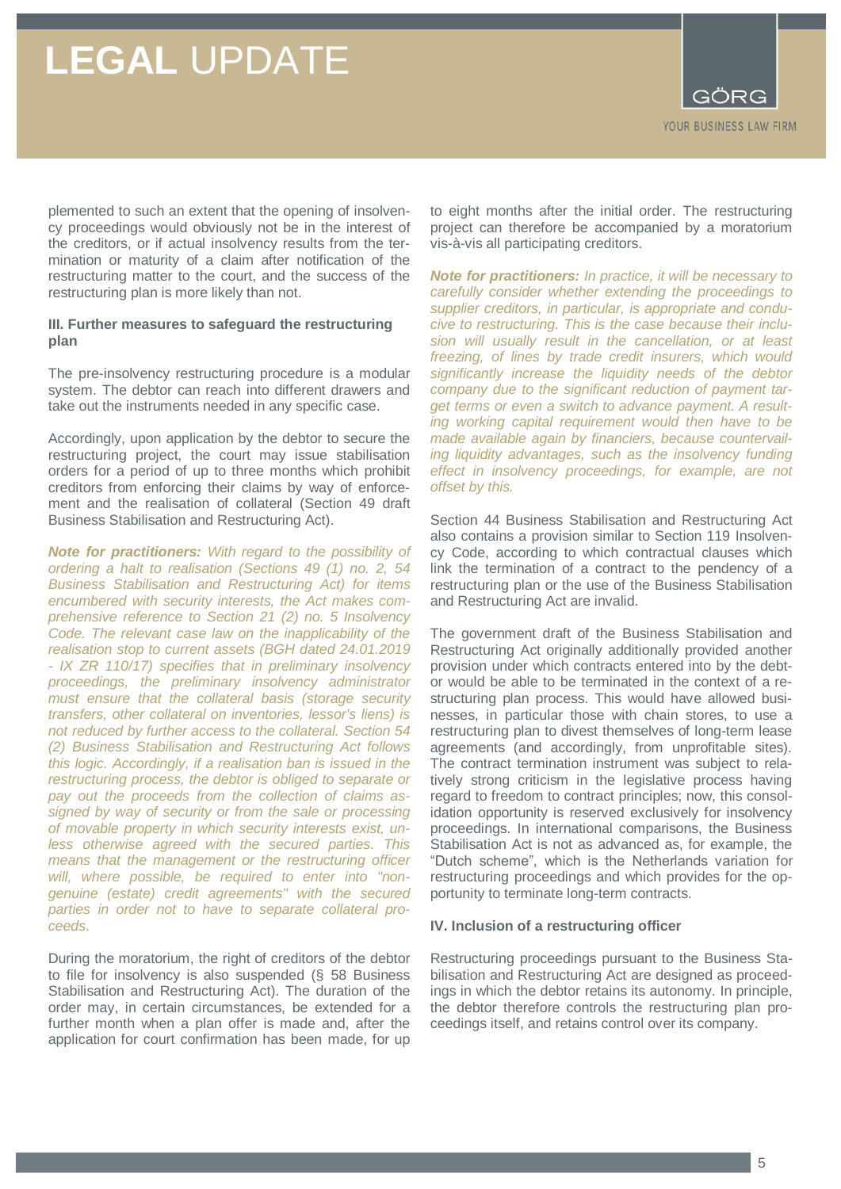plemented to such an extent that the opening of insolvency proceedings would obviously not be in the interest of the creditors, or if actual insolvency results from the termination or maturity of a claim after notification of the restructuring matter to the court, and the success of the restructuring plan is more likely than not.

### III. Further measures to safeguard the restructuring plan

The pre-insolvency restructuring procedure is a modular system. The debtor can reach into different drawers and take out the instruments needed in any specific case.

Accordingly, upon application by the debtor to secure the restructuring project, the court may issue stabilisation orders for a period of up to three months which prohibit creditors from enforcing their claims by way of enforcement and the realisation of collateral (Section 49 draft Business Stabilisation and Restructuring Act).

***Note for practitioners:*** *With regard to the possibility of ordering a halt to realisation (Sections 49 (1) no. 2, 54 Business Stabilisation and Restructuring Act) for items encumbered with security interests, the Act makes comprehensive reference to Section 21 (2) no. 5 Insolvency Code. The relevant case law on the inapplicability of the realisation stop to current assets (BGH dated 24.01.2019 - IX ZR 110/17) specifies that in preliminary insolvency proceedings, the preliminary insolvency administrator must ensure that the collateral basis (storage security transfers, other collateral on inventories, lessor's liens) is not reduced by further access to the collateral. Section 54 (2) Business Stabilisation and Restructuring Act follows this logic. Accordingly, if a realisation ban is issued in the restructuring process, the debtor is obliged to separate or pay out the proceeds from the collection of claims assigned by way of security or from the sale or processing of movable property in which security interests exist, unless otherwise agreed with the secured parties. This means that the management or the restructuring officer will, where possible, be required to enter into "non-genuine (estate) credit agreements" with the secured parties in order not to have to separate collateral proceeds.*

During the moratorium, the right of creditors of the debtor to file for insolvency is also suspended (§ 58 Business Stabilisation and Restructuring Act). The duration of the order may, in certain circumstances, be extended for a further month when a plan offer is made and, after the application for court confirmation has been made, for up to eight months after the initial order. The restructuring project can therefore be accompanied by a moratorium vis-à-vis all participating creditors.

***Note for practitioners:*** *In practice, it will be necessary to carefully consider whether extending the proceedings to supplier creditors, in particular, is appropriate and conducive to restructuring. This is the case because their inclusion will usually result in the cancellation, or at least freezing, of lines by trade credit insurers, which would significantly increase the liquidity needs of the debtor company due to the significant reduction of payment target terms or even a switch to advance payment. A resulting working capital requirement would then have to be made available again by financiers, because countervailing liquidity advantages, such as the insolvency funding effect in insolvency proceedings, for example, are not offset by this.*

Section 44 Business Stabilisation and Restructuring Act also contains a provision similar to Section 119 Insolvency Code, according to which contractual clauses which link the termination of a contract to the pendency of a restructuring plan or the use of the Business Stabilisation and Restructuring Act are invalid.

The government draft of the Business Stabilisation and Restructuring Act originally additionally provided another provision under which contracts entered into by the debtor would be able to be terminated in the context of a restructuring plan process. This would have allowed businesses, in particular those with chain stores, to use a restructuring plan to divest themselves of long-term lease agreements (and accordingly, from unprofitable sites). The contract termination instrument was subject to relatively strong criticism in the legislative process having regard to freedom to contract principles; now, this consolidation opportunity is reserved exclusively for insolvency proceedings. In international comparisons, the Business Stabilisation Act is not as advanced as, for example, the "Dutch scheme", which is the Netherlands variation for restructuring proceedings and which provides for the opportunity to terminate long-term contracts.

### IV. Inclusion of a restructuring officer

Restructuring proceedings pursuant to the Business Stabilisation and Restructuring Act are designed as proceedings in which the debtor retains its autonomy. In principle, the debtor therefore controls the restructuring plan proceedings itself, and retains control over its company.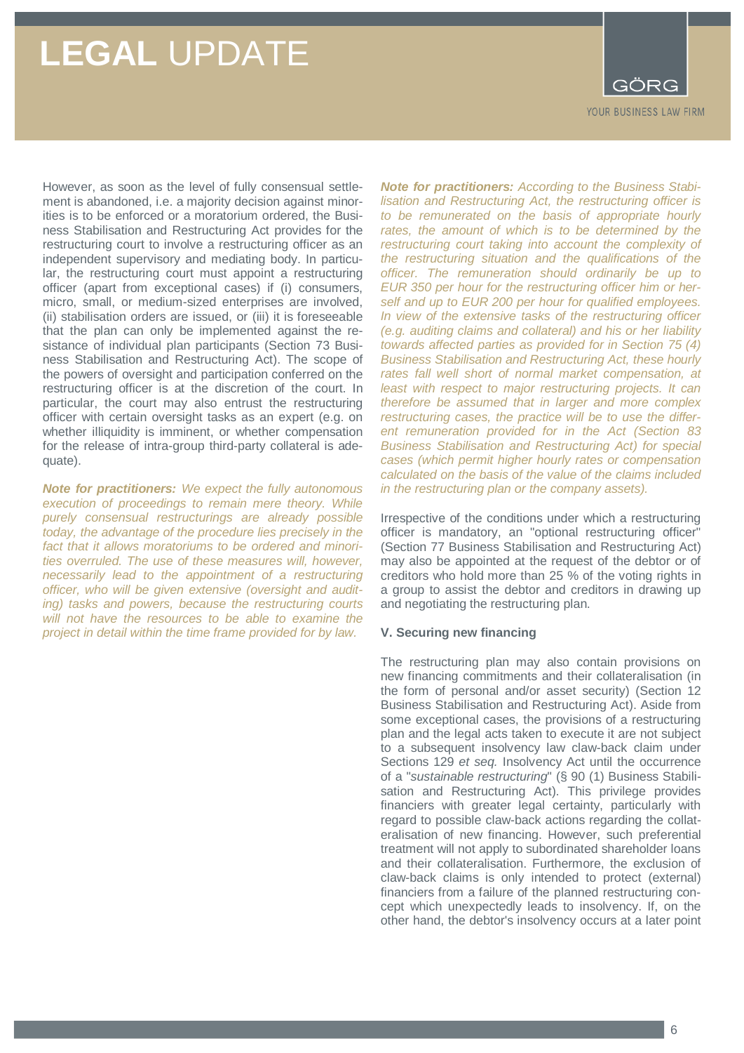However, as soon as the level of fully consensual settlement is abandoned, i.e. a majority decision against minorities is to be enforced or a moratorium ordered, the Business Stabilisation and Restructuring Act provides for the restructuring court to involve a restructuring officer as an independent supervisory and mediating body. In particular, the restructuring court must appoint a restructuring officer (apart from exceptional cases) if (i) consumers, micro, small, or medium-sized enterprises are involved, (ii) stabilisation orders are issued, or (iii) it is foreseeable that the plan can only be implemented against the resistance of individual plan participants (Section 73 Business Stabilisation and Restructuring Act). The scope of the powers of oversight and participation conferred on the restructuring officer is at the discretion of the court. In particular, the court may also entrust the restructuring officer with certain oversight tasks as an expert (e.g. on whether illiquidity is imminent, or whether compensation for the release of intra-group third-party collateral is adequate).

***Note for practitioners:*** *We expect the fully autonomous execution of proceedings to remain mere theory. While purely consensual restructurings are already possible today, the advantage of the procedure lies precisely in the fact that it allows moratoriums to be ordered and minorities overruled. The use of these measures will, however, necessarily lead to the appointment of a restructuring officer, who will be given extensive (oversight and auditing) tasks and powers, because the restructuring courts will not have the resources to be able to examine the project in detail within the time frame provided for by law.*

***Note for practitioners:*** *According to the Business Stabilisation and Restructuring Act, the restructuring officer is to be remunerated on the basis of appropriate hourly rates, the amount of which is to be determined by the restructuring court taking into account the complexity of the restructuring situation and the qualifications of the officer. The remuneration should ordinarily be up to EUR 350 per hour for the restructuring officer him or herself and up to EUR 200 per hour for qualified employees. In view of the extensive tasks of the restructuring officer (e.g. auditing claims and collateral) and his or her liability towards affected parties as provided for in Section 75 (4) Business Stabilisation and Restructuring Act, these hourly rates fall well short of normal market compensation, at least with respect to major restructuring projects. It can therefore be assumed that in larger and more complex restructuring cases, the practice will be to use the different remuneration provided for in the Act (Section 83 Business Stabilisation and Restructuring Act) for special cases (which permit higher hourly rates or compensation calculated on the basis of the value of the claims included in the restructuring plan or the company assets).*

Irrespective of the conditions under which a restructuring officer is mandatory, an "optional restructuring officer" (Section 77 Business Stabilisation and Restructuring Act) may also be appointed at the request of the debtor or of creditors who hold more than 25 % of the voting rights in a group to assist the debtor and creditors in drawing up and negotiating the restructuring plan.

**V. Securing new financing**

The restructuring plan may also contain provisions on new financing commitments and their collateralisation (in the form of personal and/or asset security) (Section 12 Business Stabilisation and Restructuring Act). Aside from some exceptional cases, the provisions of a restructuring plan and the legal acts taken to execute it are not subject to a subsequent insolvency law claw-back claim under Sections 129 *et seq.* Insolvency Act until the occurrence of a "*sustainable restructuring*" (§ 90 (1) Business Stabilisation and Restructuring Act). This privilege provides financiers with greater legal certainty, particularly with regard to possible claw-back actions regarding the collateralisation of new financing. However, such preferential treatment will not apply to subordinated shareholder loans and their collateralisation. Furthermore, the exclusion of claw-back claims is only intended to protect (external) financiers from a failure of the planned restructuring concept which unexpectedly leads to insolvency. If, on the other hand, the debtor's insolvency occurs at a later point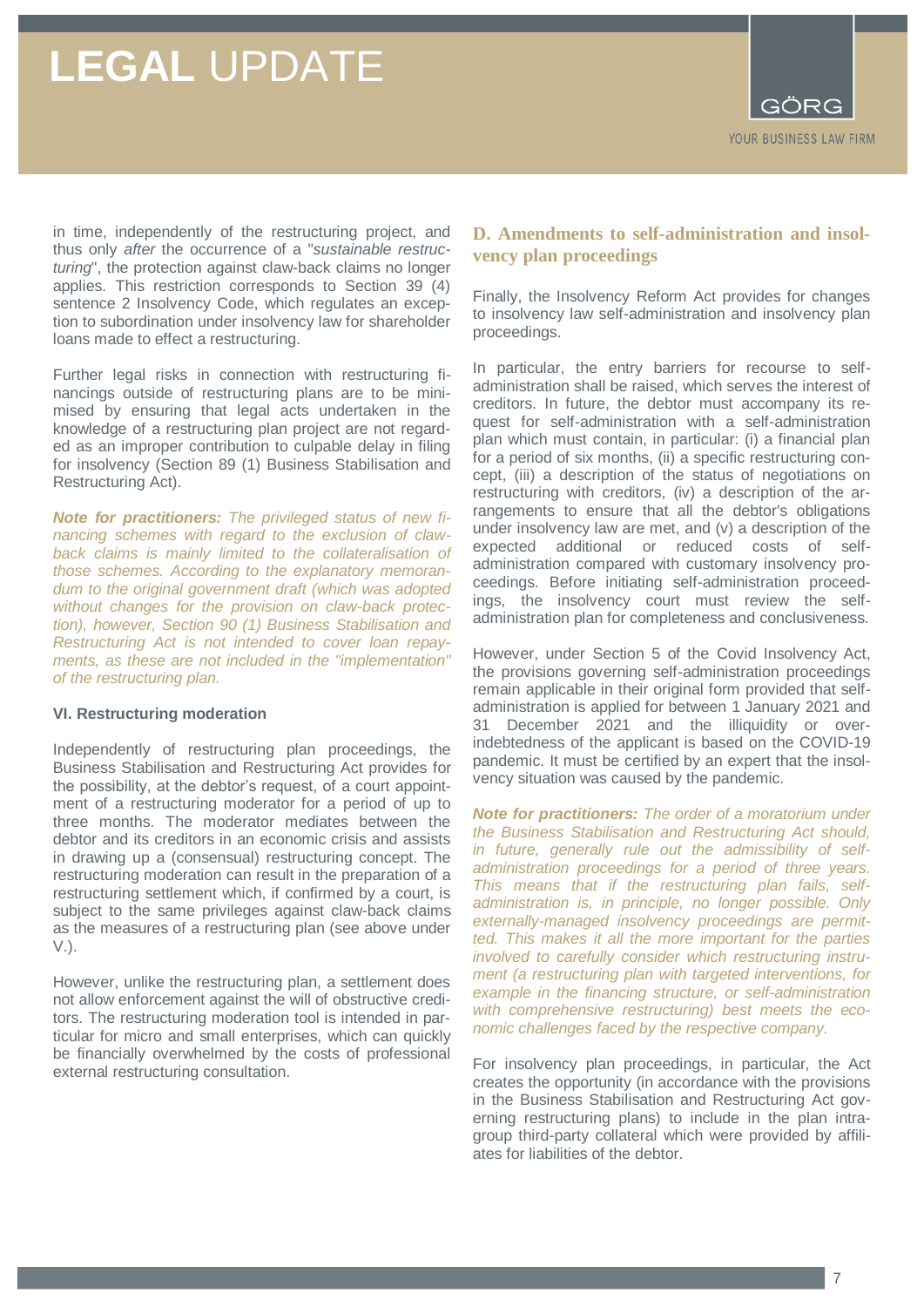in time, independently of the restructuring project, and thus only *after* the occurrence of a "*sustainable restructuring*", the protection against claw-back claims no longer applies. This restriction corresponds to Section 39 (4) sentence 2 Insolvency Code, which regulates an exception to subordination under insolvency law for shareholder loans made to effect a restructuring.

Further legal risks in connection with restructuring financings outside of restructuring plans are to be minimised by ensuring that legal acts undertaken in the knowledge of a restructuring plan project are not regarded as an improper contribution to culpable delay in filing for insolvency (Section 89 (1) Business Stabilisation and Restructuring Act).

***Note for practitioners:*** *The privileged status of new financing schemes with regard to the exclusion of claw-back claims is mainly limited to the collateralisation of those schemes. According to the explanatory memorandum to the original government draft (which was adopted without changes for the provision on claw-back protection), however, Section 90 (1) Business Stabilisation and Restructuring Act is not intended to cover loan repayments, as these are not included in the "implementation" of the restructuring plan.*

#### VI. Restructuring moderation

Independently of restructuring plan proceedings, the Business Stabilisation and Restructuring Act provides for the possibility, at the debtor's request, of a court appointment of a restructuring moderator for a period of up to three months. The moderator mediates between the debtor and its creditors in an economic crisis and assists in drawing up a (consensual) restructuring concept. The restructuring moderation can result in the preparation of a restructuring settlement which, if confirmed by a court, is subject to the same privileges against claw-back claims as the measures of a restructuring plan (see above under V.).

However, unlike the restructuring plan, a settlement does not allow enforcement against the will of obstructive creditors. The restructuring moderation tool is intended in particular for micro and small enterprises, which can quickly be financially overwhelmed by the costs of professional external restructuring consultation.

### D. Amendments to self-administration and insolvency plan proceedings

Finally, the Insolvency Reform Act provides for changes to insolvency law self-administration and insolvency plan proceedings.

In particular, the entry barriers for recourse to self-administration shall be raised, which serves the interest of creditors. In future, the debtor must accompany its request for self-administration with a self-administration plan which must contain, in particular: (i) a financial plan for a period of six months, (ii) a specific restructuring concept, (iii) a description of the status of negotiations on restructuring with creditors, (iv) a description of the arrangements to ensure that all the debtor's obligations under insolvency law are met, and (v) a description of the expected additional or reduced costs of self-administration compared with customary insolvency proceedings. Before initiating self-administration proceedings, the insolvency court must review the self-administration plan for completeness and conclusiveness.

However, under Section 5 of the Covid Insolvency Act, the provisions governing self-administration proceedings remain applicable in their original form provided that self-administration is applied for between 1 January 2021 and 31 December 2021 and the illiquidity or over-indebtedness of the applicant is based on the COVID-19 pandemic. It must be certified by an expert that the insolvency situation was caused by the pandemic.

***Note for practitioners:*** *The order of a moratorium under the Business Stabilisation and Restructuring Act should, in future, generally rule out the admissibility of self-administration proceedings for a period of three years. This means that if the restructuring plan fails, self-administration is, in principle, no longer possible. Only externally-managed insolvency proceedings are permitted. This makes it all the more important for the parties involved to carefully consider which restructuring instrument (a restructuring plan with targeted interventions, for example in the financing structure, or self-administration with comprehensive restructuring) best meets the economic challenges faced by the respective company.*

For insolvency plan proceedings, in particular, the Act creates the opportunity (in accordance with the provisions in the Business Stabilisation and Restructuring Act governing restructuring plans) to include in the plan intra-group third-party collateral which were provided by affiliates for liabilities of the debtor.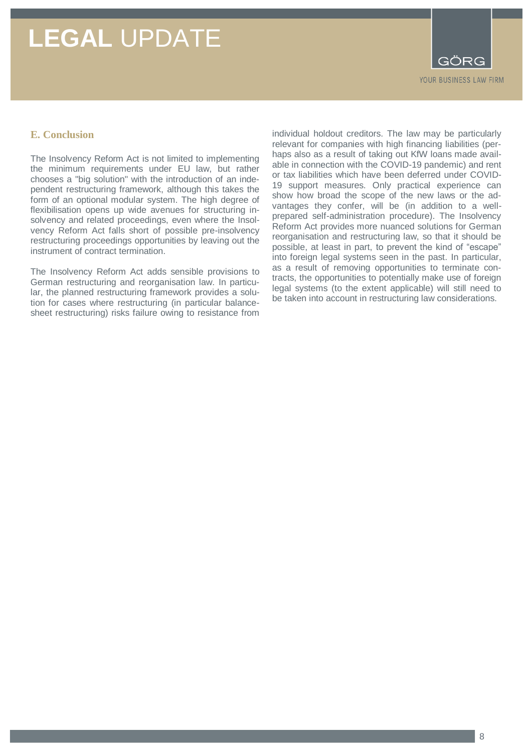## E. Conclusion

The Insolvency Reform Act is not limited to implementing the minimum requirements under EU law, but rather chooses a "big solution" with the introduction of an independent restructuring framework, although this takes the form of an optional modular system. The high degree of flexibilisation opens up wide avenues for structuring insolvency and related proceedings, even where the Insolvency Reform Act falls short of possible pre-insolvency restructuring proceedings opportunities by leaving out the instrument of contract termination.

The Insolvency Reform Act adds sensible provisions to German restructuring and reorganisation law. In particular, the planned restructuring framework provides a solution for cases where restructuring (in particular balance-sheet restructuring) risks failure owing to resistance from individual holdout creditors. The law may be particularly relevant for companies with high financing liabilities (perhaps also as a result of taking out KfW loans made available in connection with the COVID-19 pandemic) and rent or tax liabilities which have been deferred under COVID-19 support measures. Only practical experience can show how broad the scope of the new laws or the advantages they confer, will be (in addition to a well-prepared self-administration procedure). The Insolvency Reform Act provides more nuanced solutions for German reorganisation and restructuring law, so that it should be possible, at least in part, to prevent the kind of "escape" into foreign legal systems seen in the past. In particular, as a result of removing opportunities to terminate contracts, the opportunities to potentially make use of foreign legal systems (to the extent applicable) will still need to be taken into account in restructuring law considerations.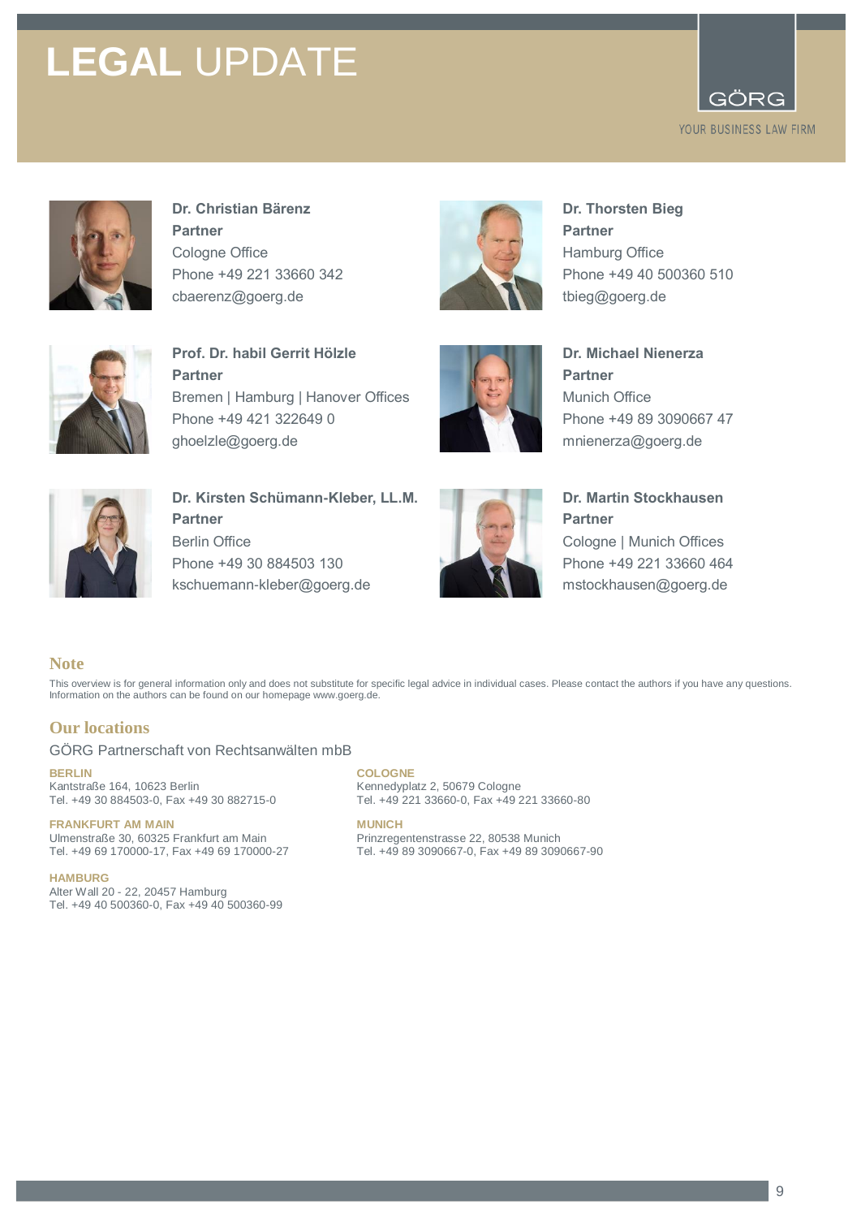# **LEGAL** UPDATE

GÖRG
YOUR BUSINESS LAW FIRM

**Dr. Christian Bärenz**
**Partner**
Cologne Office
Phone +49 221 33660 342
cbaerenz@goerg.de

**Dr. Thorsten Bieg**
**Partner**
Hamburg Office
Phone +49 40 500360 510
tbieg@goerg.de

**Prof. Dr. habil Gerrit Hölzle**
**Partner**
Bremen | Hamburg | Hanover Offices
Phone +49 421 322649 0
ghoelzle@goerg.de

**Dr. Michael Nienerza**
**Partner**
Munich Office
Phone +49 89 3090667 47
mnienerza@goerg.de

**Dr. Kirsten Schümann-Kleber, LL.M.**
**Partner**
Berlin Office
Phone +49 30 884503 130
kschuemann-kleber@goerg.de

**Dr. Martin Stockhausen**
**Partner**
Cologne | Munich Offices
Phone +49 221 33660 464
mstockhausen@goerg.de

## Note

This overview is for general information only and does not substitute for specific legal advice in individual cases. Please contact the authors if you have any questions. Information on the authors can be found on our homepage www.goerg.de.

## Our locations

GÖRG Partnerschaft von Rechtsanwälten mbB

**BERLIN**
Kantstraße 164, 10623 Berlin
Tel. +49 30 884503-0, Fax +49 30 882715-0

**COLOGNE**
Kennedyplatz 2, 50679 Cologne
Tel. +49 221 33660-0, Fax +49 221 33660-80

**FRANKFURT AM MAIN**
Ulmenstraße 30, 60325 Frankfurt am Main
Tel. +49 69 170000-17, Fax +49 69 170000-27

**MUNICH**
Prinzregentenstrasse 22, 80538 Munich
Tel. +49 89 3090667-0, Fax +49 89 3090667-90

**HAMBURG**
Alter Wall 20 - 22, 20457 Hamburg
Tel. +49 40 500360-0, Fax +49 40 500360-99